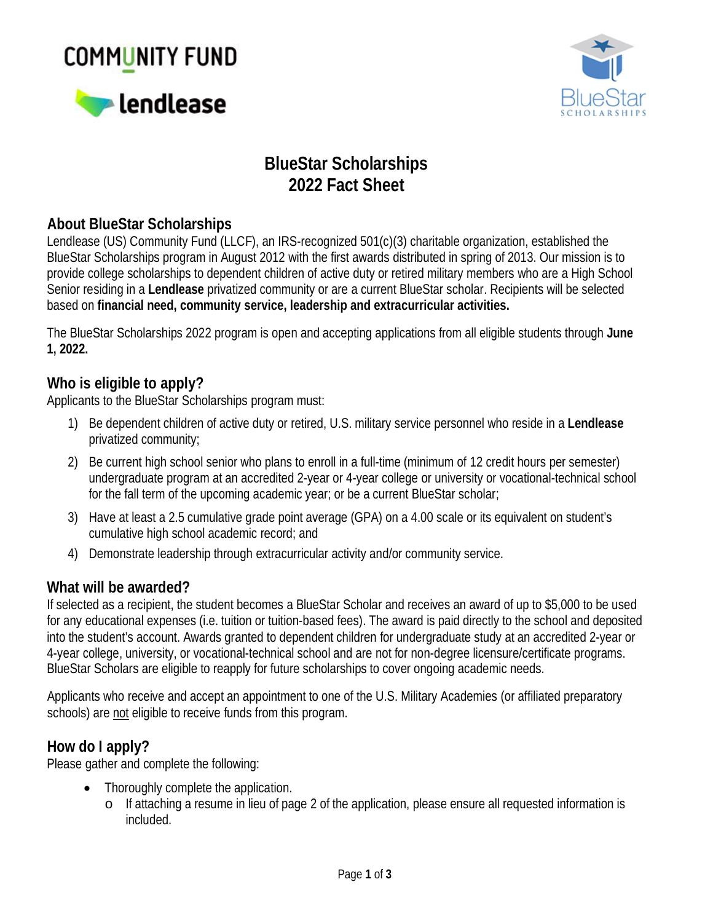COMMUNITY FUND

lendlease

BlueStar SCHOLARSHIPS

# BlueStar Scholarships 2022 Fact Sheet

## About BlueStar Scholarships

Lendlease (US) Community Fund (LLCF), an IRS-recognized 501(c)(3) charitable organization, established the BlueStar Scholarships program in August 2012 with the first awards distributed in spring of 2013. Our mission is to provide college scholarships to dependent children of active duty or retired military members who are a High School Senior residing in a **Lendlease** privatized community or are a current BlueStar scholar. Recipients will be selected based on **financial need, community service, leadership and extracurricular activities.**

The BlueStar Scholarships 2022 program is open and accepting applications from all eligible students through **June 1, 2022.**

## Who is eligible to apply?

Applicants to the BlueStar Scholarships program must:

1) Be dependent children of active duty or retired, U.S. military service personnel who reside in a **Lendlease** privatized community;
2) Be current high school senior who plans to enroll in a full-time (minimum of 12 credit hours per semester) undergraduate program at an accredited 2-year or 4-year college or university or vocational-technical school for the fall term of the upcoming academic year; or be a current BlueStar scholar;
3) Have at least a 2.5 cumulative grade point average (GPA) on a 4.00 scale or its equivalent on student's cumulative high school academic record; and
4) Demonstrate leadership through extracurricular activity and/or community service.

## What will be awarded?

If selected as a recipient, the student becomes a BlueStar Scholar and receives an award of up to $5,000 to be used for any educational expenses (i.e. tuition or tuition-based fees). The award is paid directly to the school and deposited into the student's account. Awards granted to dependent children for undergraduate study at an accredited 2-year or 4-year college, university, or vocational-technical school and are not for non-degree licensure/certificate programs. BlueStar Scholars are eligible to reapply for future scholarships to cover ongoing academic needs.

Applicants who receive and accept an appointment to one of the U.S. Military Academies (or affiliated preparatory schools) are not eligible to receive funds from this program.

## How do I apply?

Please gather and complete the following:

- Thoroughly complete the application.
  - If attaching a resume in lieu of page 2 of the application, please ensure all requested information is included.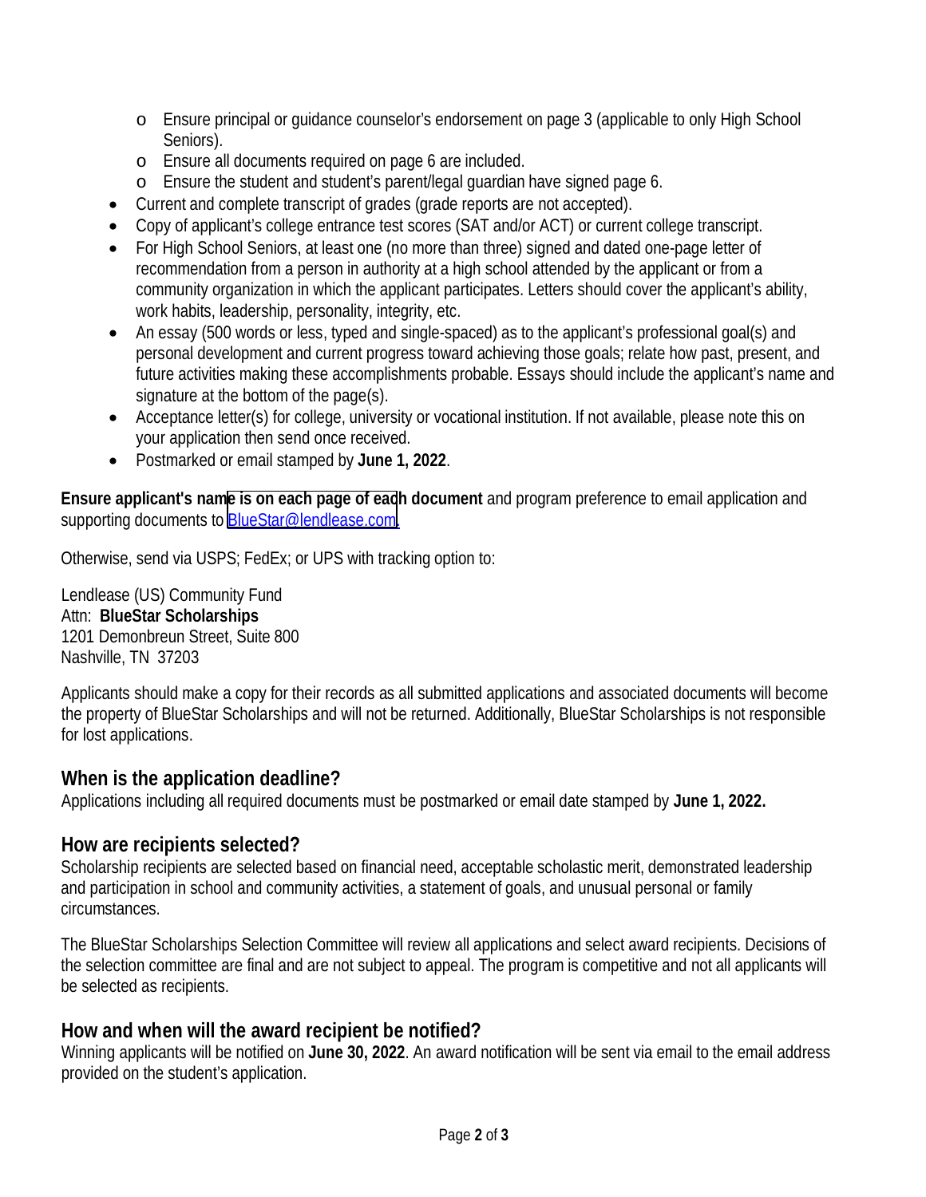- Ensure principal or guidance counselor's endorsement on page 3 (applicable to only High School Seniors).
  - Ensure all documents required on page 6 are included.
  - Ensure the student and student's parent/legal guardian have signed page 6.
- Current and complete transcript of grades (grade reports are not accepted).
- Copy of applicant's college entrance test scores (SAT and/or ACT) or current college transcript.
- For High School Seniors, at least one (no more than three) signed and dated one-page letter of recommendation from a person in authority at a high school attended by the applicant or from a community organization in which the applicant participates. Letters should cover the applicant's ability, work habits, leadership, personality, integrity, etc.
- An essay (500 words or less, typed and single-spaced) as to the applicant's professional goal(s) and personal development and current progress toward achieving those goals; relate how past, present, and future activities making these accomplishments probable. Essays should include the applicant's name and signature at the bottom of the page(s).
- Acceptance letter(s) for college, university or vocational institution. If not available, please note this on your application then send once received.
- Postmarked or email stamped by **June 1, 2022**.

**Ensure applicant's name is on each page of each document** and program preference to email application and supporting documents to BlueStar@lendlease.com.

Otherwise, send via USPS; FedEx; or UPS with tracking option to:

Lendlease (US) Community Fund
Attn: **BlueStar Scholarships**
1201 Demonbreun Street, Suite 800
Nashville, TN 37203

Applicants should make a copy for their records as all submitted applications and associated documents will become the property of BlueStar Scholarships and will not be returned. Additionally, BlueStar Scholarships is not responsible for lost applications.

## When is the application deadline?

Applications including all required documents must be postmarked or email date stamped by **June 1, 2022.**

## How are recipients selected?

Scholarship recipients are selected based on financial need, acceptable scholastic merit, demonstrated leadership and participation in school and community activities, a statement of goals, and unusual personal or family circumstances.

The BlueStar Scholarships Selection Committee will review all applications and select award recipients. Decisions of the selection committee are final and are not subject to appeal. The program is competitive and not all applicants will be selected as recipients.

## How and when will the award recipient be notified?

Winning applicants will be notified on **June 30, 2022**. An award notification will be sent via email to the email address provided on the student's application.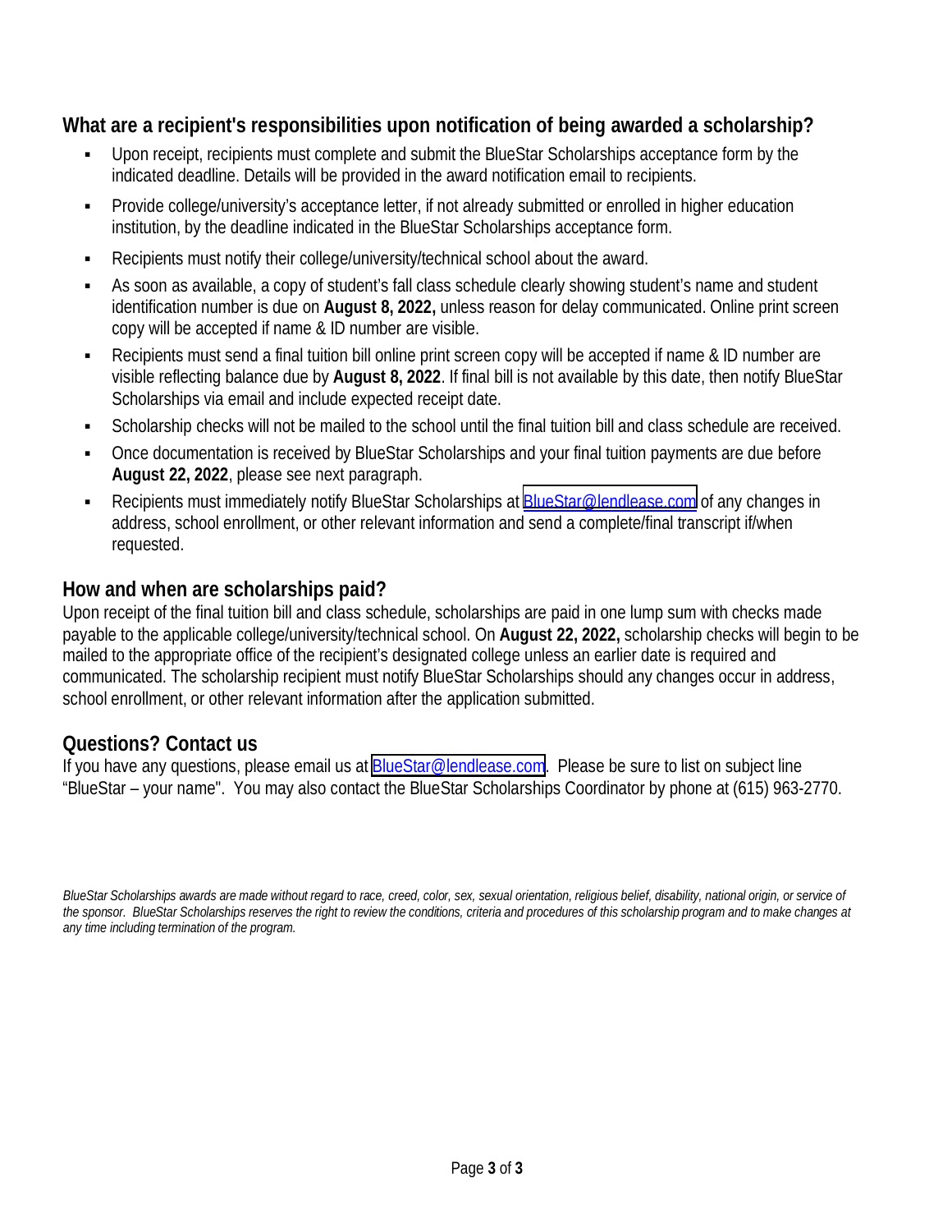## What are a recipient's responsibilities upon notification of being awarded a scholarship?

- Upon receipt, recipients must complete and submit the BlueStar Scholarships acceptance form by the indicated deadline. Details will be provided in the award notification email to recipients.
- Provide college/university's acceptance letter, if not already submitted or enrolled in higher education institution, by the deadline indicated in the BlueStar Scholarships acceptance form.
- Recipients must notify their college/university/technical school about the award.
- As soon as available, a copy of student's fall class schedule clearly showing student's name and student identification number is due on **August 8, 2022,** unless reason for delay communicated. Online print screen copy will be accepted if name & ID number are visible.
- Recipients must send a final tuition bill online print screen copy will be accepted if name & ID number are visible reflecting balance due by **August 8, 2022**. If final bill is not available by this date, then notify BlueStar Scholarships via email and include expected receipt date.
- Scholarship checks will not be mailed to the school until the final tuition bill and class schedule are received.
- Once documentation is received by BlueStar Scholarships and your final tuition payments are due before **August 22, 2022**, please see next paragraph.
- Recipients must immediately notify BlueStar Scholarships at BlueStar@lendlease.com of any changes in address, school enrollment, or other relevant information and send a complete/final transcript if/when requested.

## How and when are scholarships paid?

Upon receipt of the final tuition bill and class schedule, scholarships are paid in one lump sum with checks made payable to the applicable college/university/technical school. On **August 22, 2022,** scholarship checks will begin to be mailed to the appropriate office of the recipient's designated college unless an earlier date is required and communicated. The scholarship recipient must notify BlueStar Scholarships should any changes occur in address, school enrollment, or other relevant information after the application submitted.

## Questions? Contact us

If you have any questions, please email us at BlueStar@lendlease.com. Please be sure to list on subject line "BlueStar – your name". You may also contact the BlueStar Scholarships Coordinator by phone at (615) 963-2770.

*BlueStar Scholarships awards are made without regard to race, creed, color, sex, sexual orientation, religious belief, disability, national origin, or service of the sponsor. BlueStar Scholarships reserves the right to review the conditions, criteria and procedures of this scholarship program and to make changes at any time including termination of the program.*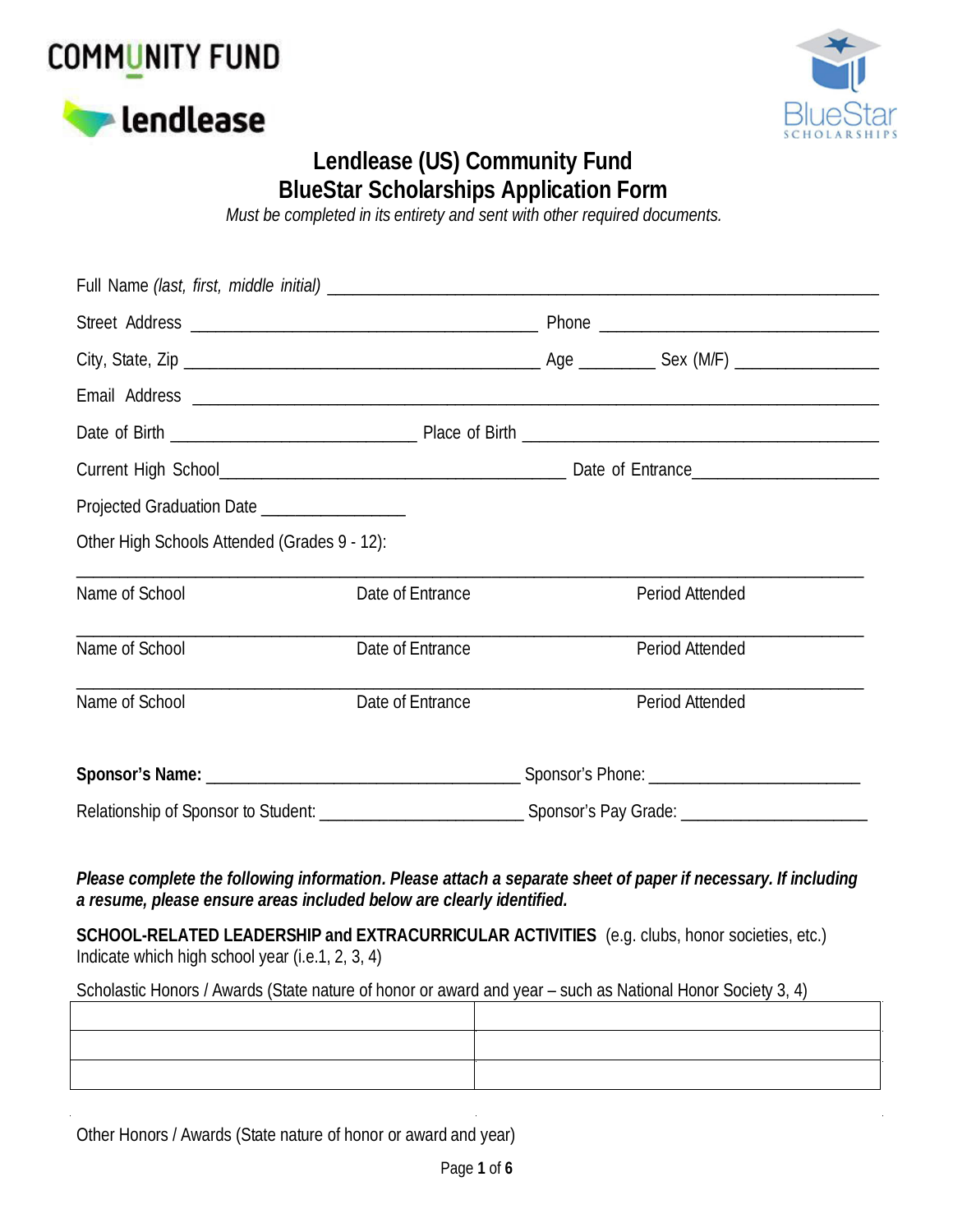# Lendlease (US) Community Fund
# BlueStar Scholarships Application Form

*Must be completed in its entirety and sent with other required documents.*

Full Name *(last, first, middle initial)* ______________________________________________

Street Address ______________________________ Phone ________________________

City, State, Zip ______________________________ Age ________ Sex (M/F) ____________

Email Address ______________________________________________________

Date of Birth ____________________ Place of Birth ______________________________

Current High School______________________________ Date of Entrance________________

Projected Graduation Date ______________

Other High Schools Attended (Grades 9 - 12):

______________________________________________________________________

Name of School Date of Entrance Period Attended

______________________________________________________________________

Name of School Date of Entrance Period Attended

______________________________________________________________________

Name of School Date of Entrance Period Attended

**Sponsor's Name:** ____________________________ Sponsor's Phone: ____________________

Relationship of Sponsor to Student: __________________ Sponsor's Pay Grade: __________________

***Please complete the following information. Please attach a separate sheet of paper if necessary. If including a resume, please ensure areas included below are clearly identified.***

**SCHOOL-RELATED LEADERSHIP and EXTRACURRICULAR ACTIVITIES** (e.g. clubs, honor societies, etc.) Indicate which high school year (i.e.1, 2, 3, 4)

Scholastic Honors / Awards (State nature of honor or award and year – such as National Honor Society 3, 4)

| | |
|---|---|
| | |
| | |
| | |

Other Honors / Awards (State nature of honor or award and year)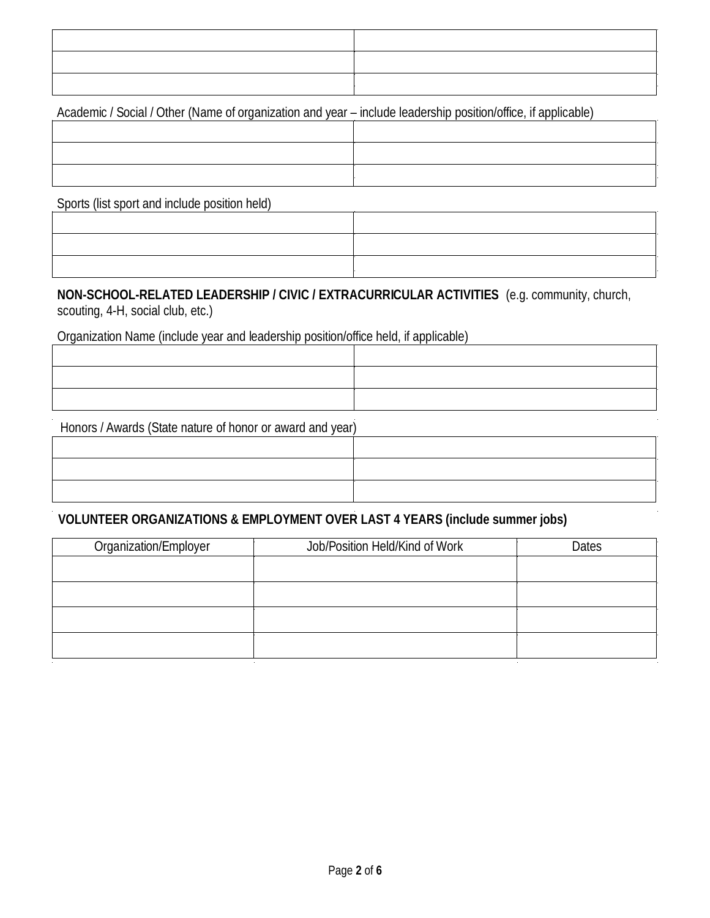| | |
|---|---|
| | |
| | |
| | |

Academic / Social / Other (Name of organization and year – include leadership position/office, if applicable)

| | |
|---|---|
| | |
| | |
| | |

Sports (list sport and include position held)

| | |
|---|---|
| | |
| | |
| | |

**NON-SCHOOL-RELATED LEADERSHIP / CIVIC / EXTRACURRICULAR ACTIVITIES** (e.g. community, church, scouting, 4-H, social club, etc.)

Organization Name (include year and leadership position/office held, if applicable)

| | |
|---|---|
| | |
| | |
| | |

Honors / Awards (State nature of honor or award and year)

| | |
|---|---|
| | |
| | |
| | |

**VOLUNTEER ORGANIZATIONS & EMPLOYMENT OVER LAST 4 YEARS (include summer jobs)**

| Organization/Employer | Job/Position Held/Kind of Work | Dates |
|---|---|---|
| | | |
| | | |
| | | |
| | | |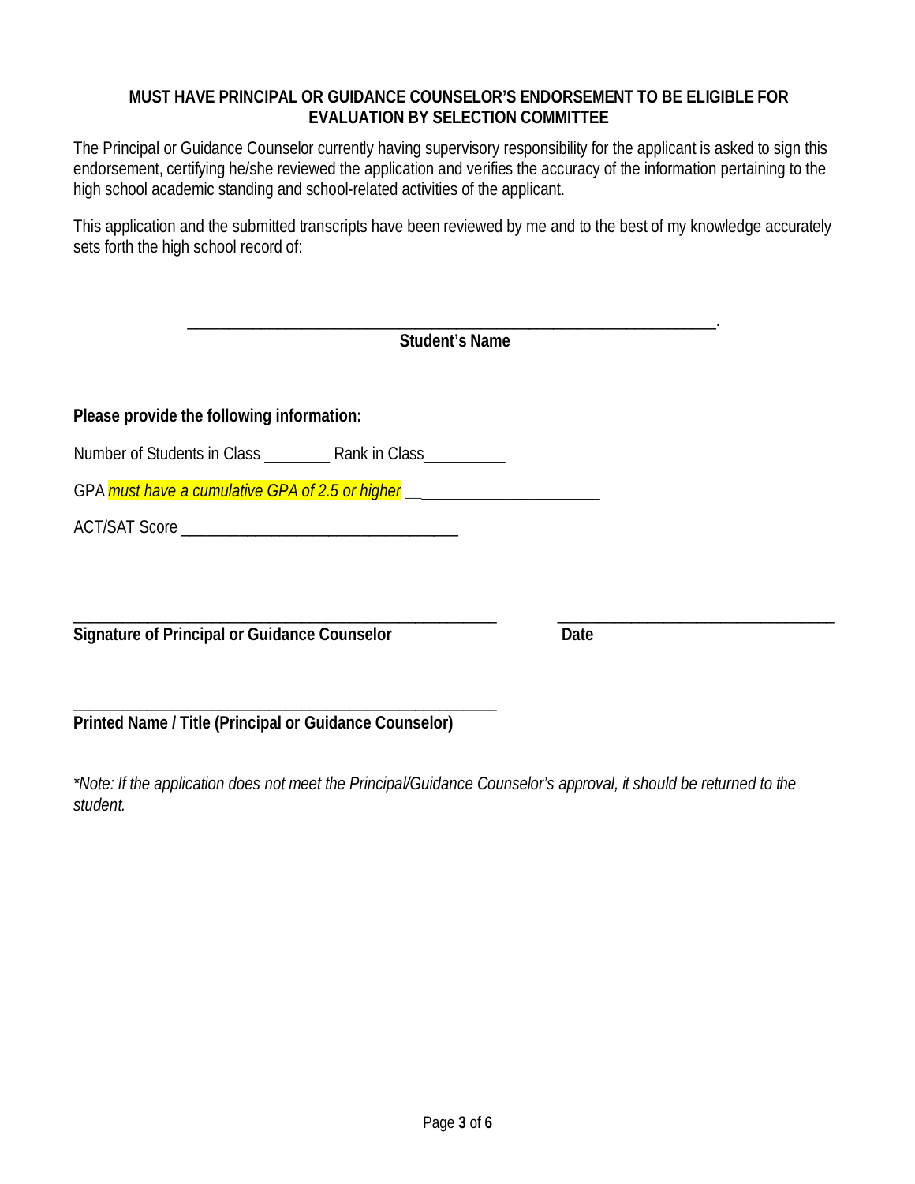**MUST HAVE PRINCIPAL OR GUIDANCE COUNSELOR'S ENDORSEMENT TO BE ELIGIBLE FOR EVALUATION BY SELECTION COMMITTEE**

The Principal or Guidance Counselor currently having supervisory responsibility for the applicant is asked to sign this endorsement, certifying he/she reviewed the application and verifies the accuracy of the information pertaining to the high school academic standing and school-related activities of the applicant.

This application and the submitted transcripts have been reviewed by me and to the best of my knowledge accurately sets forth the high school record of:

\_\_\_\_\_\_\_\_\_\_\_\_\_\_\_\_\_\_\_\_\_\_\_\_\_\_\_\_\_\_\_\_\_\_\_\_\_\_\_\_\_\_\_\_\_\_\_\_\_\_\_\_\_\_\_\_\_\_\_\_\_\_\_\_.

**Student's Name**

**Please provide the following information:**

Number of Students in Class \_\_\_\_\_\_\_\_ Rank in Class\_\_\_\_\_\_\_\_\_\_

GPA *must have a cumulative GPA of 2.5 or higher* \_\_\_\_\_\_\_\_\_\_\_\_\_\_\_\_\_\_\_\_\_\_\_

ACT/SAT Score \_\_\_\_\_\_\_\_\_\_\_\_\_\_\_\_\_\_\_\_\_\_\_\_\_\_\_\_\_\_\_\_\_\_

\_\_\_\_\_\_\_\_\_\_\_\_\_\_\_\_\_\_\_\_\_\_\_\_\_\_\_\_\_\_\_\_\_\_\_\_\_\_\_\_\_\_\_\_\_\_\_\_\_\_ \_\_\_\_\_\_\_\_\_\_\_\_\_\_\_\_\_\_\_\_\_\_\_\_\_\_\_\_\_\_\_\_\_\_

**Signature of Principal or Guidance Counselor** **Date**

\_\_\_\_\_\_\_\_\_\_\_\_\_\_\_\_\_\_\_\_\_\_\_\_\_\_\_\_\_\_\_\_\_\_\_\_\_\_\_\_\_\_\_\_\_\_\_\_\_\_

**Printed Name / Title (Principal or Guidance Counselor)**

*\*Note: If the application does not meet the Principal/Guidance Counselor's approval, it should be returned to the student.*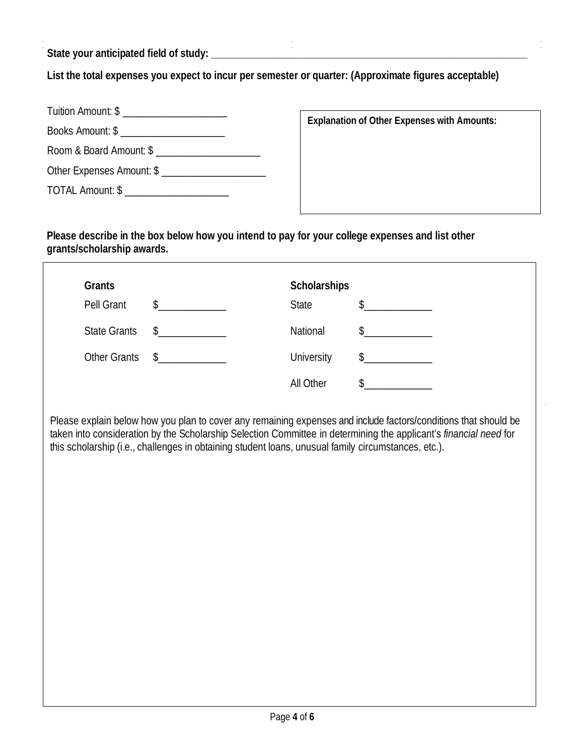**State your anticipated field of study:** ____________________________________________________________

**List the total expenses you expect to incur per semester or quarter: (Approximate figures acceptable)**

Tuition Amount: $ ____________________

Books Amount: $ ____________________

Room & Board Amount: $ ____________________

Other Expenses Amount: $ ____________________

TOTAL Amount: $ ____________________

**Explanation of Other Expenses with Amounts:**

**Please describe in the box below how you intend to pay for your college expenses and list other grants/scholarship awards.**

| **Grants** | | **Scholarships** | |
|---|---|---|---|
| Pell Grant | $_____________ | State | $_____________ |
| State Grants | $_____________ | National | $_____________ |
| Other Grants | $_____________ | University | $_____________ |
| | | All Other | $_____________ |

Please explain below how you plan to cover any remaining expenses and include factors/conditions that should be taken into consideration by the Scholarship Selection Committee in determining the applicant's *financial need* for this scholarship (i.e., challenges in obtaining student loans, unusual family circumstances, etc.).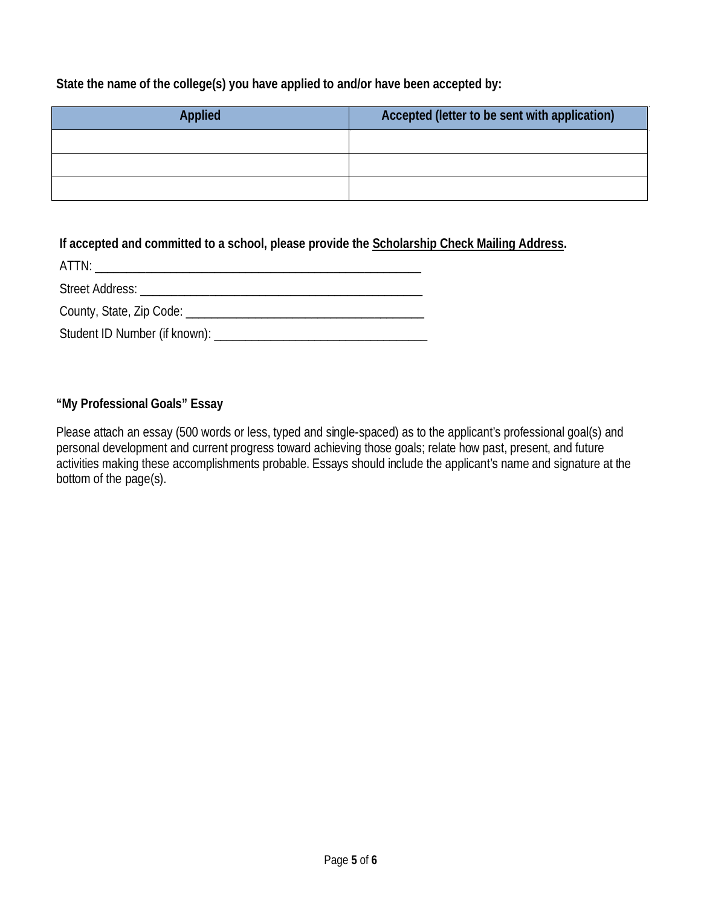**State the name of the college(s) you have applied to and/or have been accepted by:**

| Applied | Accepted (letter to be sent with application) |
| --- | --- |
| | |
| | |
| | |

**If accepted and committed to a school, please provide the Scholarship Check Mailing Address.**

ATTN: ____________________________________________________

Street Address: _____________________________________________

County, State, Zip Code: ______________________________________

Student ID Number (if known): __________________________________

**"My Professional Goals" Essay**

Please attach an essay (500 words or less, typed and single-spaced) as to the applicant's professional goal(s) and personal development and current progress toward achieving those goals; relate how past, present, and future activities making these accomplishments probable. Essays should include the applicant's name and signature at the bottom of the page(s).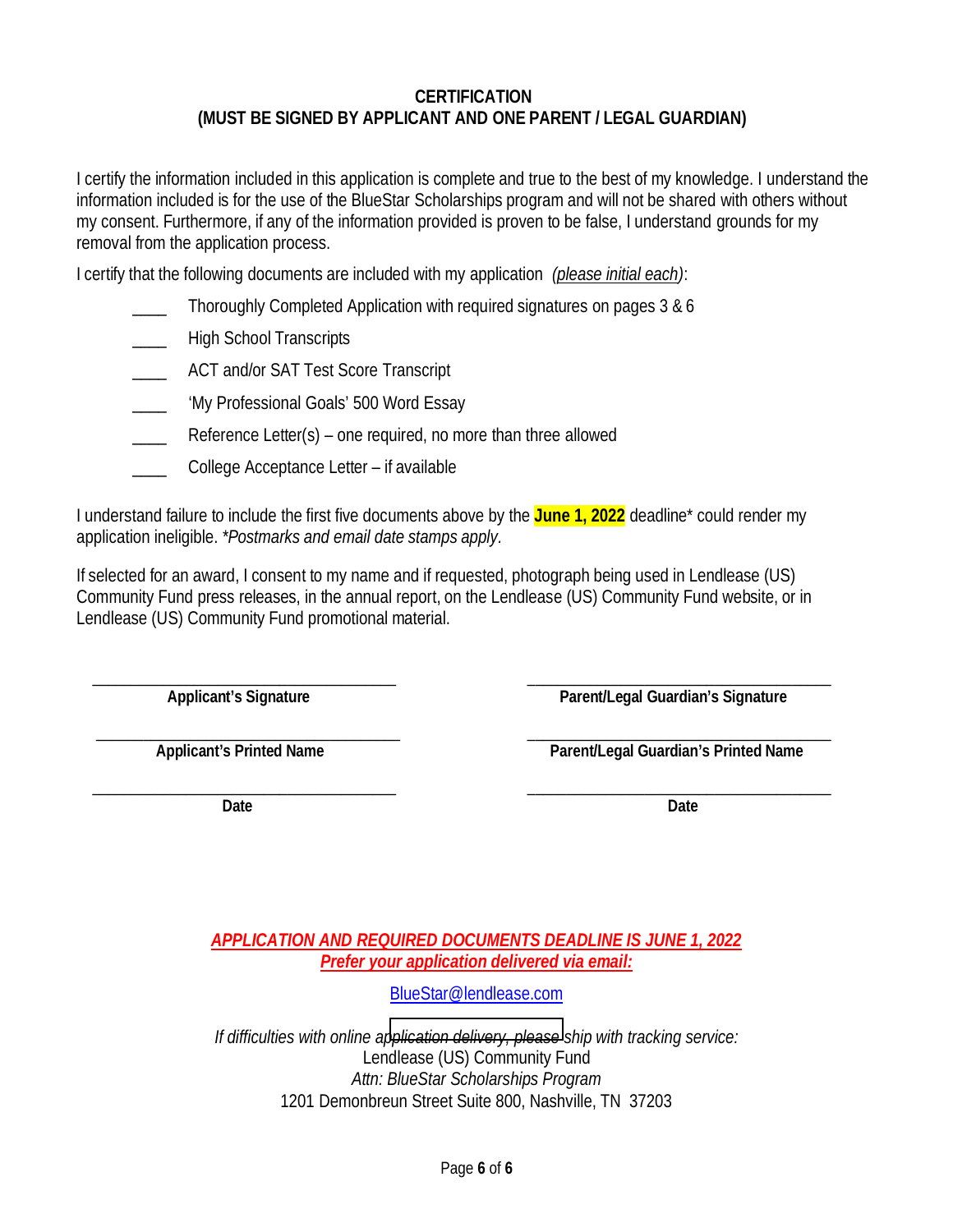**CERTIFICATION**
**(MUST BE SIGNED BY APPLICANT AND ONE PARENT / LEGAL GUARDIAN)**

I certify the information included in this application is complete and true to the best of my knowledge. I understand the information included is for the use of the BlueStar Scholarships program and will not be shared with others without my consent. Furthermore, if any of the information provided is proven to be false, I understand grounds for my removal from the application process.

I certify that the following documents are included with my application *(please initial each)*:

____ Thoroughly Completed Application with required signatures on pages 3 & 6

____ High School Transcripts

____ ACT and/or SAT Test Score Transcript

____ 'My Professional Goals' 500 Word Essay

____ Reference Letter(s) – one required, no more than three allowed

____ College Acceptance Letter – if available

I understand failure to include the first five documents above by the **June 1, 2022** deadline* could render my application ineligible. **Postmarks and email date stamps apply.*

If selected for an award, I consent to my name and if requested, photograph being used in Lendlease (US) Community Fund press releases, in the annual report, on the Lendlease (US) Community Fund website, or in Lendlease (US) Community Fund promotional material.

| | |
|---|---|
| ______________________________ | ______________________________ |
| **Applicant's Signature** | **Parent/Legal Guardian's Signature** |
| ______________________________ | ______________________________ |
| **Applicant's Printed Name** | **Parent/Legal Guardian's Printed Name** |
| ______________________________ | ______________________________ |
| **Date** | **Date** |

***APPLICATION AND REQUIRED DOCUMENTS DEADLINE IS JUNE 1, 2022***
***Prefer your application delivered via email:***

BlueStar@lendlease.com

*If difficulties with online application delivery, please ship with tracking service:*
Lendlease (US) Community Fund
*Attn: BlueStar Scholarships Program*
1201 Demonbreun Street Suite 800, Nashville, TN 37203